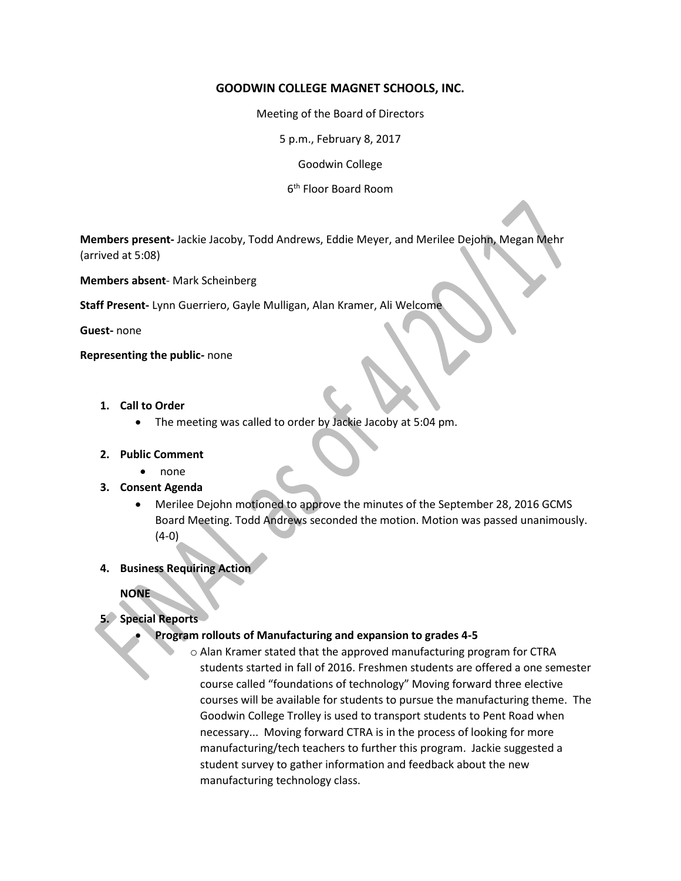# GOODWIN COLLEGE MAGNET SCHOOLS, INC.

Meeting of the Board of Directors

5 p.m., February 8, 2017

Goodwin College

6th Floor Board Room

FINAL as of 4/20/17

**Members present-** Jackie Jacoby, Todd Andrews, Eddie Meyer, and Merilee Dejohn, Megan Mehr (arrived at 5:08)

**Members absent**- Mark Scheinberg

**Staff Present-** Lynn Guerriero, Gayle Mulligan, Alan Kramer, Ali Welcome

**Guest-** none

**Representing the public-** none

1. **Call to Order**
   - The meeting was called to order by Jackie Jacoby at 5:04 pm.

2. **Public Comment**
   - none

3. **Consent Agenda**
   - Merilee Dejohn motioned to approve the minutes of the September 28, 2016 GCMS Board Meeting. Todd Andrews seconded the motion. Motion was passed unanimously. (4-0)

4. **Business Requiring Action**

   **NONE**

5. **Special Reports**
   - **Program rollouts of Manufacturing and expansion to grades 4-5**
     - Alan Kramer stated that the approved manufacturing program for CTRA students started in fall of 2016. Freshmen students are offered a one semester course called "foundations of technology" Moving forward three elective courses will be available for students to pursue the manufacturing theme. The Goodwin College Trolley is used to transport students to Pent Road when necessary... Moving forward CTRA is in the process of looking for more manufacturing/tech teachers to further this program. Jackie suggested a student survey to gather information and feedback about the new manufacturing technology class.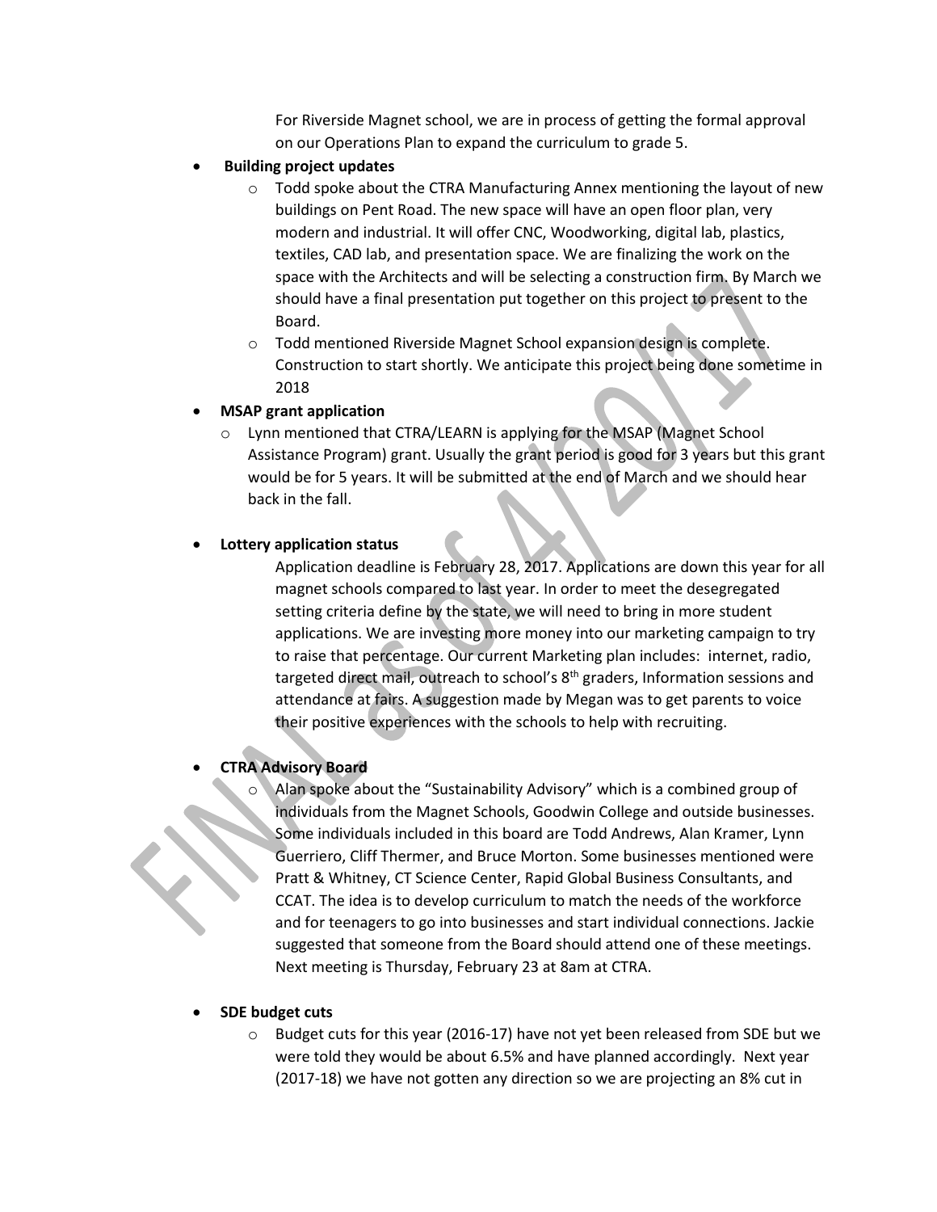For Riverside Magnet school, we are in process of getting the formal approval on our Operations Plan to expand the curriculum to grade 5.

- **Building project updates**
  - Todd spoke about the CTRA Manufacturing Annex mentioning the layout of new buildings on Pent Road. The new space will have an open floor plan, very modern and industrial. It will offer CNC, Woodworking, digital lab, plastics, textiles, CAD lab, and presentation space. We are finalizing the work on the space with the Architects and will be selecting a construction firm. By March we should have a final presentation put together on this project to present to the Board.
  - Todd mentioned Riverside Magnet School expansion design is complete. Construction to start shortly. We anticipate this project being done sometime in 2018
- **MSAP grant application**
  - Lynn mentioned that CTRA/LEARN is applying for the MSAP (Magnet School Assistance Program) grant. Usually the grant period is good for 3 years but this grant would be for 5 years. It will be submitted at the end of March and we should hear back in the fall.
- **Lottery application status**

  Application deadline is February 28, 2017. Applications are down this year for all magnet schools compared to last year. In order to meet the desegregated setting criteria define by the state, we will need to bring in more student applications. We are investing more money into our marketing campaign to try to raise that percentage. Our current Marketing plan includes: internet, radio, targeted direct mail, outreach to school's 8th graders, Information sessions and attendance at fairs. A suggestion made by Megan was to get parents to voice their positive experiences with the schools to help with recruiting.

- **CTRA Advisory Board**
  - Alan spoke about the "Sustainability Advisory" which is a combined group of individuals from the Magnet Schools, Goodwin College and outside businesses. Some individuals included in this board are Todd Andrews, Alan Kramer, Lynn Guerriero, Cliff Thermer, and Bruce Morton. Some businesses mentioned were Pratt & Whitney, CT Science Center, Rapid Global Business Consultants, and CCAT. The idea is to develop curriculum to match the needs of the workforce and for teenagers to go into businesses and start individual connections. Jackie suggested that someone from the Board should attend one of these meetings. Next meeting is Thursday, February 23 at 8am at CTRA.
- **SDE budget cuts**
  - Budget cuts for this year (2016-17) have not yet been released from SDE but we were told they would be about 6.5% and have planned accordingly. Next year (2017-18) we have not gotten any direction so we are projecting an 8% cut in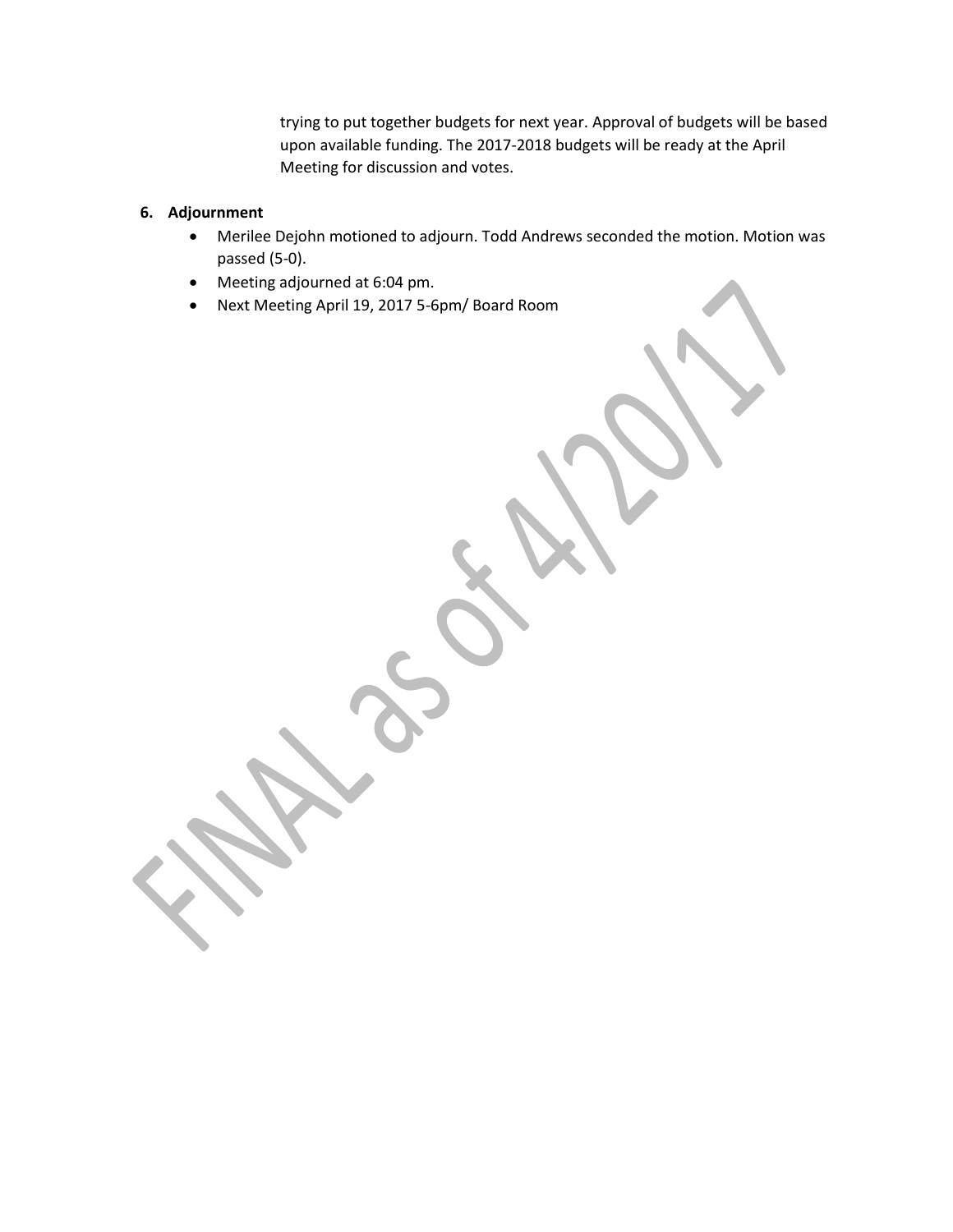trying to put together budgets for next year. Approval of budgets will be based upon available funding. The 2017-2018 budgets will be ready at the April Meeting for discussion and votes.

**6. Adjournment**

- Merilee Dejohn motioned to adjourn. Todd Andrews seconded the motion. Motion was passed (5-0).
- Meeting adjourned at 6:04 pm.
- Next Meeting April 19, 2017 5-6pm/ Board Room

FINAL as of 4/20/17